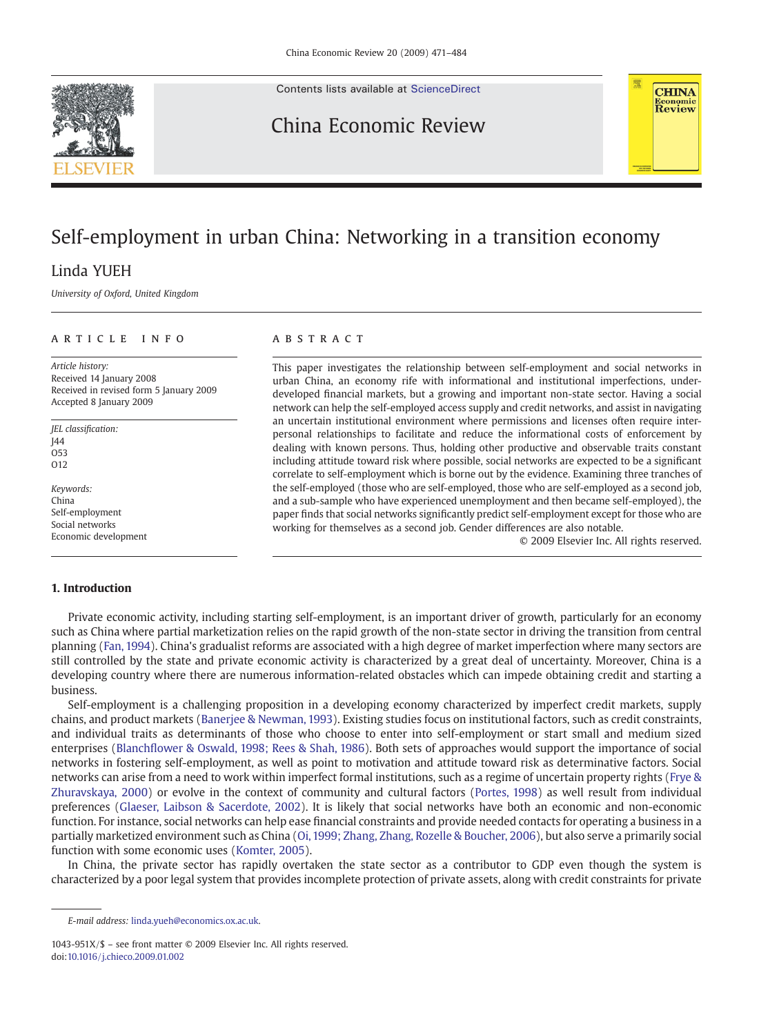Contents lists available at ScienceDirect

China Economic Review

# Self-employment in urban China: Networking in a transition economy

Linda YUEH

*University of Oxford, United Kingdom*

ARTICLE INFO

*Article history:*
Received 14 January 2008
Received in revised form 5 January 2009
Accepted 8 January 2009

*JEL classification:*
J44
O53
O12

*Keywords:*
China
Self-employment
Social networks
Economic development

ABSTRACT

This paper investigates the relationship between self-employment and social networks in urban China, an economy rife with informational and institutional imperfections, under-developed financial markets, but a growing and important non-state sector. Having a social network can help the self-employed access supply and credit networks, and assist in navigating an uncertain institutional environment where permissions and licenses often require inter-personal relationships to facilitate and reduce the informational costs of enforcement by dealing with known persons. Thus, holding other productive and observable traits constant including attitude toward risk where possible, social networks are expected to be a significant correlate to self-employment which is borne out by the evidence. Examining three tranches of the self-employed (those who are self-employed, those who are self-employed as a second job, and a sub-sample who have experienced unemployment and then became self-employed), the paper finds that social networks significantly predict self-employment except for those who are working for themselves as a second job. Gender differences are also notable.

© 2009 Elsevier Inc. All rights reserved.

## 1. Introduction

Private economic activity, including starting self-employment, is an important driver of growth, particularly for an economy such as China where partial marketization relies on the rapid growth of the non-state sector in driving the transition from central planning (Fan, 1994). China's gradualist reforms are associated with a high degree of market imperfection where many sectors are still controlled by the state and private economic activity is characterized by a great deal of uncertainty. Moreover, China is a developing country where there are numerous information-related obstacles which can impede obtaining credit and starting a business.

Self-employment is a challenging proposition in a developing economy characterized by imperfect credit markets, supply chains, and product markets (Banerjee & Newman, 1993). Existing studies focus on institutional factors, such as credit constraints, and individual traits as determinants of those who choose to enter into self-employment or start small and medium sized enterprises (Blanchflower & Oswald, 1998; Rees & Shah, 1986). Both sets of approaches would support the importance of social networks in fostering self-employment, as well as point to motivation and attitude toward risk as determinative factors. Social networks can arise from a need to work within imperfect formal institutions, such as a regime of uncertain property rights (Frye & Zhuravskaya, 2000) or evolve in the context of community and cultural factors (Portes, 1998) as well result from individual preferences (Glaeser, Laibson & Sacerdote, 2002). It is likely that social networks have both an economic and non-economic function. For instance, social networks can help ease financial constraints and provide needed contacts for operating a business in a partially marketized environment such as China (Oi, 1999; Zhang, Zhang, Rozelle & Boucher, 2006), but also serve a primarily social function with some economic uses (Komter, 2005).

In China, the private sector has rapidly overtaken the state sector as a contributor to GDP even though the system is characterized by a poor legal system that provides incomplete protection of private assets, along with credit constraints for private

*E-mail address:* linda.yueh@economics.ox.ac.uk.

1043-951X/$ – see front matter © 2009 Elsevier Inc. All rights reserved.
doi:10.1016/j.chieco.2009.01.002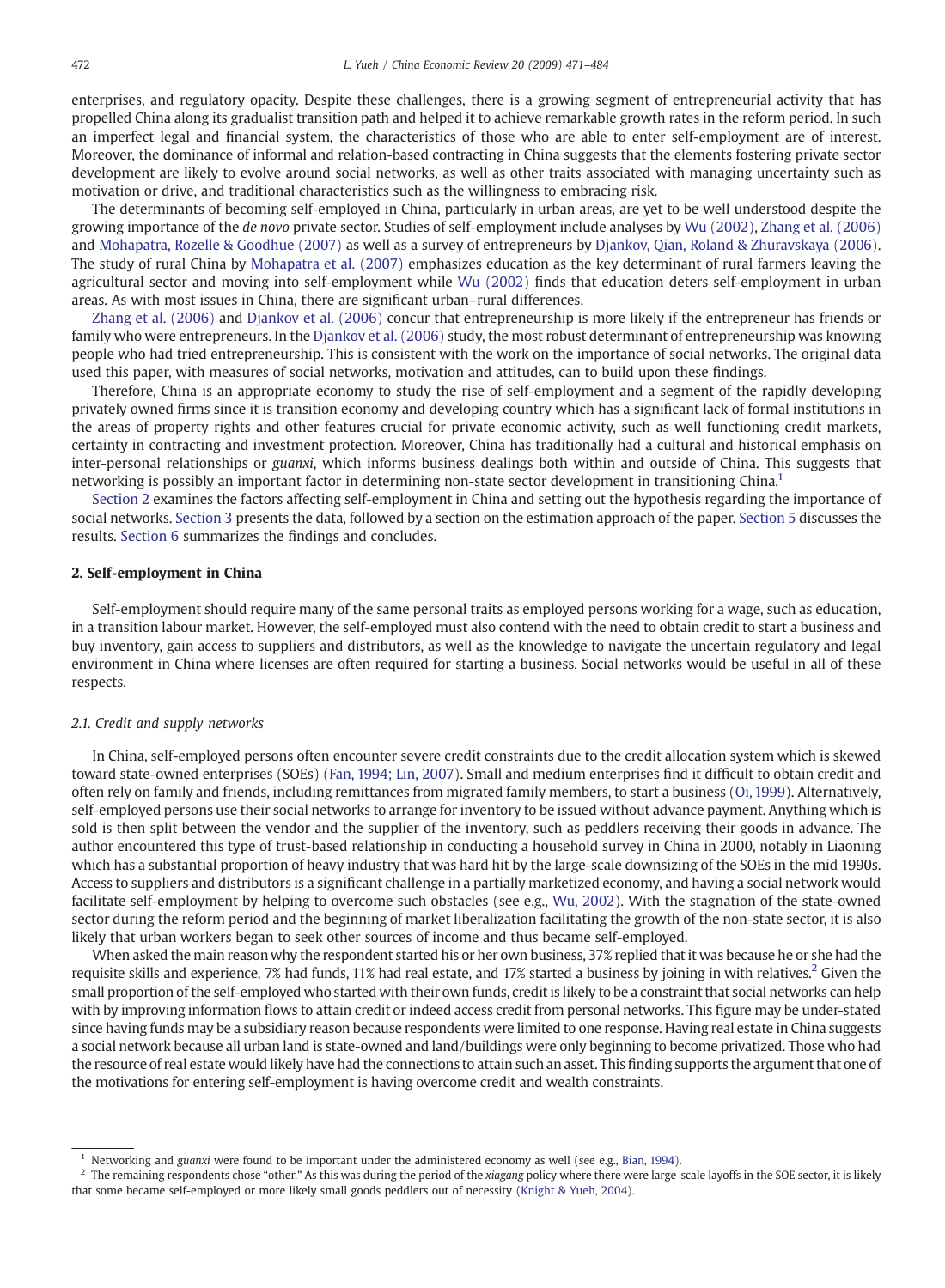enterprises, and regulatory opacity. Despite these challenges, there is a growing segment of entrepreneurial activity that has propelled China along its gradualist transition path and helped it to achieve remarkable growth rates in the reform period. In such an imperfect legal and financial system, the characteristics of those who are able to enter self-employment are of interest. Moreover, the dominance of informal and relation-based contracting in China suggests that the elements fostering private sector development are likely to evolve around social networks, as well as other traits associated with managing uncertainty such as motivation or drive, and traditional characteristics such as the willingness to embracing risk.

The determinants of becoming self-employed in China, particularly in urban areas, are yet to be well understood despite the growing importance of the *de novo* private sector. Studies of self-employment include analyses by Wu (2002), Zhang et al. (2006) and Mohapatra, Rozelle & Goodhue (2007) as well as a survey of entrepreneurs by Djankov, Qian, Roland & Zhuravskaya (2006). The study of rural China by Mohapatra et al. (2007) emphasizes education as the key determinant of rural farmers leaving the agricultural sector and moving into self-employment while Wu (2002) finds that education deters self-employment in urban areas. As with most issues in China, there are significant urban–rural differences.

Zhang et al. (2006) and Djankov et al. (2006) concur that entrepreneurship is more likely if the entrepreneur has friends or family who were entrepreneurs. In the Djankov et al. (2006) study, the most robust determinant of entrepreneurship was knowing people who had tried entrepreneurship. This is consistent with the work on the importance of social networks. The original data used this paper, with measures of social networks, motivation and attitudes, can to build upon these findings.

Therefore, China is an appropriate economy to study the rise of self-employment and a segment of the rapidly developing privately owned firms since it is transition economy and developing country which has a significant lack of formal institutions in the areas of property rights and other features crucial for private economic activity, such as well functioning credit markets, certainty in contracting and investment protection. Moreover, China has traditionally had a cultural and historical emphasis on inter-personal relationships or *guanxi*, which informs business dealings both within and outside of China. This suggests that networking is possibly an important factor in determining non-state sector development in transitioning China.[1]

Section 2 examines the factors affecting self-employment in China and setting out the hypothesis regarding the importance of social networks. Section 3 presents the data, followed by a section on the estimation approach of the paper. Section 5 discusses the results. Section 6 summarizes the findings and concludes.

## 2. Self-employment in China

Self-employment should require many of the same personal traits as employed persons working for a wage, such as education, in a transition labour market. However, the self-employed must also contend with the need to obtain credit to start a business and buy inventory, gain access to suppliers and distributors, as well as the knowledge to navigate the uncertain regulatory and legal environment in China where licenses are often required for starting a business. Social networks would be useful in all of these respects.

### *2.1. Credit and supply networks*

In China, self-employed persons often encounter severe credit constraints due to the credit allocation system which is skewed toward state-owned enterprises (SOEs) (Fan, 1994; Lin, 2007). Small and medium enterprises find it difficult to obtain credit and often rely on family and friends, including remittances from migrated family members, to start a business (Oi, 1999). Alternatively, self-employed persons use their social networks to arrange for inventory to be issued without advance payment. Anything which is sold is then split between the vendor and the supplier of the inventory, such as peddlers receiving their goods in advance. The author encountered this type of trust-based relationship in conducting a household survey in China in 2000, notably in Liaoning which has a substantial proportion of heavy industry that was hard hit by the large-scale downsizing of the SOEs in the mid 1990s. Access to suppliers and distributors is a significant challenge in a partially marketized economy, and having a social network would facilitate self-employment by helping to overcome such obstacles (see e.g., Wu, 2002). With the stagnation of the state-owned sector during the reform period and the beginning of market liberalization facilitating the growth of the non-state sector, it is also likely that urban workers began to seek other sources of income and thus became self-employed.

When asked the main reason why the respondent started his or her own business, 37% replied that it was because he or she had the requisite skills and experience, 7% had funds, 11% had real estate, and 17% started a business by joining in with relatives.[2] Given the small proportion of the self-employed who started with their own funds, credit is likely to be a constraint that social networks can help with by improving information flows to attain credit or indeed access credit from personal networks. This figure may be under-stated since having funds may be a subsidiary reason because respondents were limited to one response. Having real estate in China suggests a social network because all urban land is state-owned and land/buildings were only beginning to become privatized. Those who had the resource of real estate would likely have had the connections to attain such an asset. This finding supports the argument that one of the motivations for entering self-employment is having overcome credit and wealth constraints.

[1] Networking and *guanxi* were found to be important under the administered economy as well (see e.g., Bian, 1994).

[2] The remaining respondents chose "other." As this was during the period of the *xiagang* policy where there were large-scale layoffs in the SOE sector, it is likely that some became self-employed or more likely small goods peddlers out of necessity (Knight & Yueh, 2004).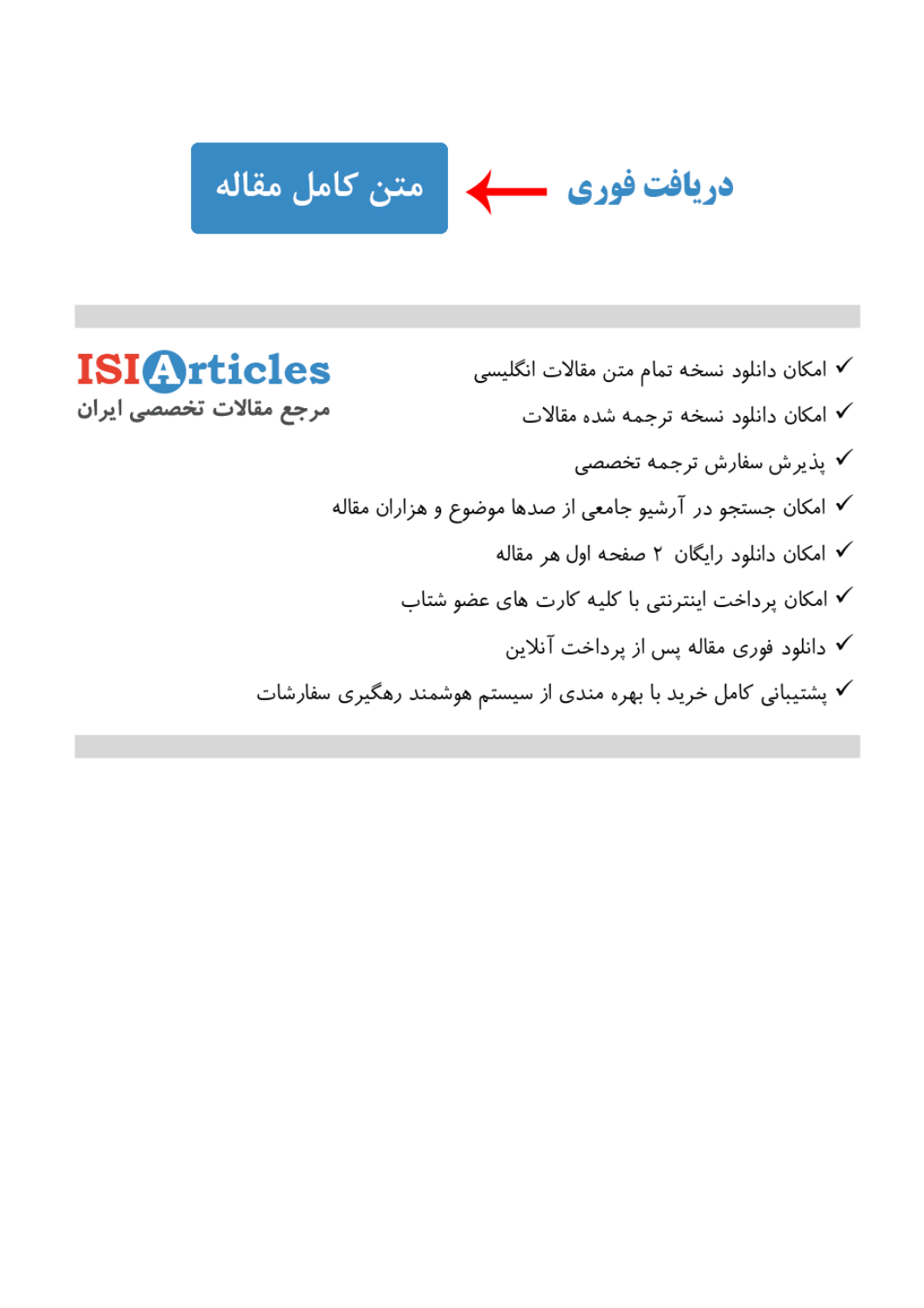دریافت فوری ← متن کامل مقاله

**ISIArticles**
مرجع مقالات تخصصی ایران

- ✓ امکان دانلود نسخه تمام متن مقالات انگلیسی
- ✓ امکان دانلود نسخه ترجمه شده مقالات
- ✓ پذیرش سفارش ترجمه تخصصی
- ✓ امکان جستجو در آرشیو جامعی از صدها موضوع و هزاران مقاله
- ✓ امکان دانلود رایگان ۲ صفحه اول هر مقاله
- ✓ امکان پرداخت اینترنتی با کلیه کارت های عضو شتاب
- ✓ دانلود فوری مقاله پس از پرداخت آنلاین
- ✓ پشتیبانی کامل خرید با بهره مندی از سیستم هوشمند رهگیری سفارشات